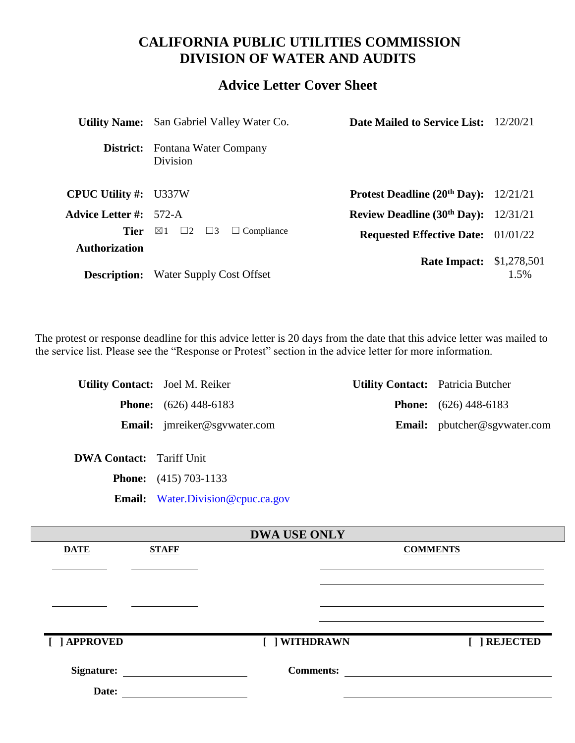# CALIFORNIA PUBLIC UTILITIES COMMISSION
# DIVISION OF WATER AND AUDITS

## Advice Letter Cover Sheet

| | | | |
|---|---|---|---|
| **Utility Name:** | San Gabriel Valley Water Co. | **Date Mailed to Service List:** | 12/20/21 |
| **District:** | Fontana Water Company Division | | |
| **CPUC Utility #:** | U337W | **Protest Deadline (20th Day):** | 12/21/21 |
| **Advice Letter #:** | 572-A | **Review Deadline (30th Day):** | 12/31/21 |
| **Tier Authorization** | ☒1 ☐2 ☐3 ☐ Compliance | **Requested Effective Date:** | 01/01/22 |
| **Description:** | Water Supply Cost Offset | **Rate Impact:** | $1,278,501 1.5% |

The protest or response deadline for this advice letter is 20 days from the date that this advice letter was mailed to the service list. Please see the "Response or Protest" section in the advice letter for more information.

| | | | |
|---|---|---|---|
| **Utility Contact:** | Joel M. Reiker | **Utility Contact:** | Patricia Butcher |
| **Phone:** | (626) 448-6183 | **Phone:** | (626) 448-6183 |
| **Email:** | jmreiker@sgvwater.com | **Email:** | pbutcher@sgvwater.com |

**DWA Contact:** Tariff Unit

**Phone:** (415) 703-1133

**Email:** Water.Division@cpuc.ca.gov

### DWA USE ONLY

| DATE | STAFF | COMMENTS |
|---|---|---|
| | | |
| | | |

[ ] APPROVED &nbsp;&nbsp;&nbsp; [ ] WITHDRAWN &nbsp;&nbsp;&nbsp; [ ] REJECTED

**Signature:** ____________________ **Comments:** ____________________

**Date:** ____________________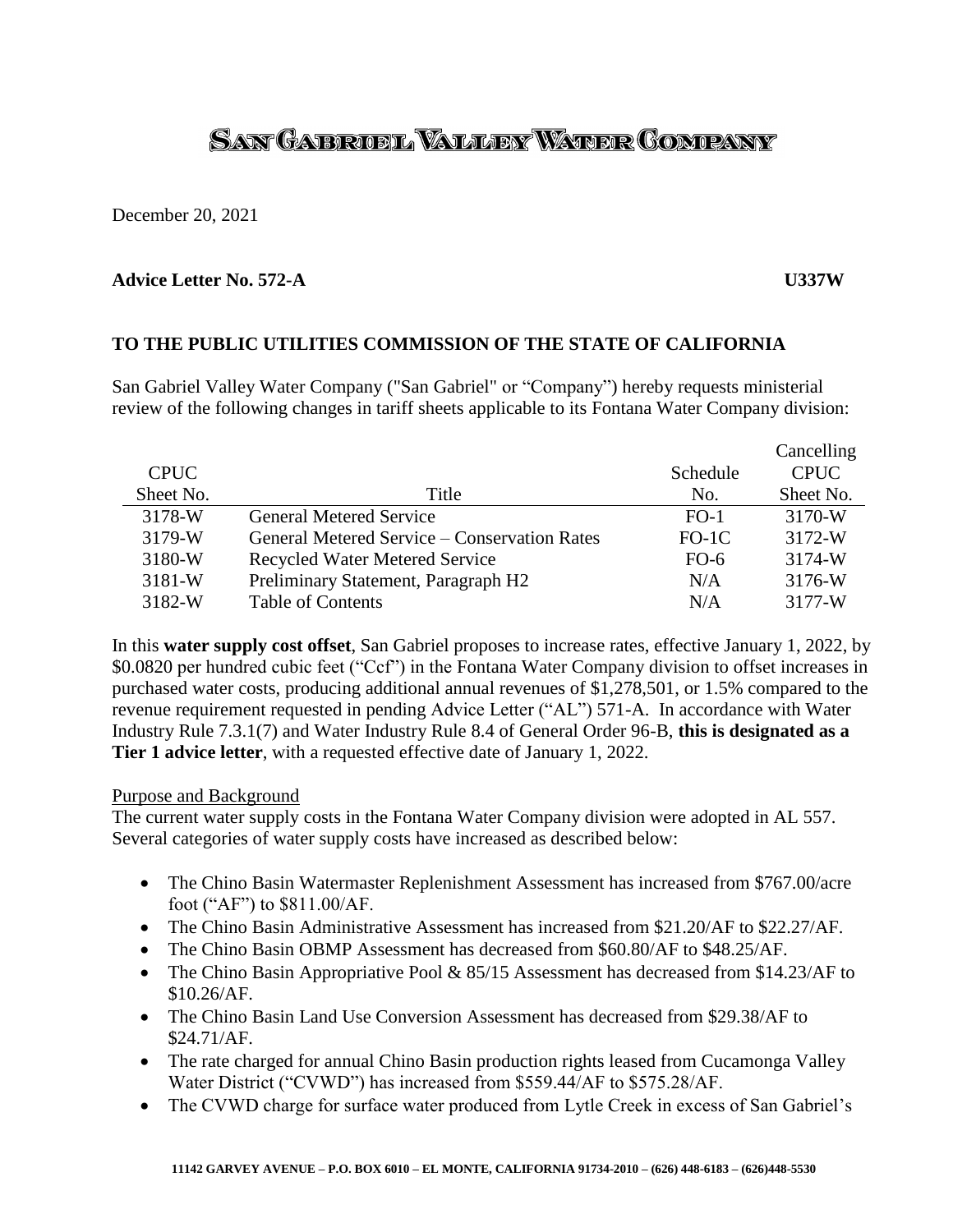# SAN GABRIEL VALLEY WATER COMPANY

December 20, 2021

**Advice Letter No. 572-A** **U337W**

**TO THE PUBLIC UTILITIES COMMISSION OF THE STATE OF CALIFORNIA**

San Gabriel Valley Water Company ("San Gabriel" or "Company") hereby requests ministerial review of the following changes in tariff sheets applicable to its Fontana Water Company division:

| CPUC Sheet No. | Title | Schedule No. | Cancelling CPUC Sheet No. |
|---|---|---|---|
| 3178-W | General Metered Service | FO-1 | 3170-W |
| 3179-W | General Metered Service – Conservation Rates | FO-1C | 3172-W |
| 3180-W | Recycled Water Metered Service | FO-6 | 3174-W |
| 3181-W | Preliminary Statement, Paragraph H2 | N/A | 3176-W |
| 3182-W | Table of Contents | N/A | 3177-W |

In this **water supply cost offset**, San Gabriel proposes to increase rates, effective January 1, 2022, by $0.0820 per hundred cubic feet ("Ccf") in the Fontana Water Company division to offset increases in purchased water costs, producing additional annual revenues of $1,278,501, or 1.5% compared to the revenue requirement requested in pending Advice Letter ("AL") 571-A. In accordance with Water Industry Rule 7.3.1(7) and Water Industry Rule 8.4 of General Order 96-B, **this is designated as a Tier 1 advice letter**, with a requested effective date of January 1, 2022.

Purpose and Background

The current water supply costs in the Fontana Water Company division were adopted in AL 557. Several categories of water supply costs have increased as described below:

- The Chino Basin Watermaster Replenishment Assessment has increased from $767.00/acre foot ("AF") to $811.00/AF.
- The Chino Basin Administrative Assessment has increased from $21.20/AF to $22.27/AF.
- The Chino Basin OBMP Assessment has decreased from $60.80/AF to $48.25/AF.
- The Chino Basin Appropriative Pool & 85/15 Assessment has decreased from $14.23/AF to $10.26/AF.
- The Chino Basin Land Use Conversion Assessment has decreased from $29.38/AF to $24.71/AF.
- The rate charged for annual Chino Basin production rights leased from Cucamonga Valley Water District ("CVWD") has increased from $559.44/AF to $575.28/AF.
- The CVWD charge for surface water produced from Lytle Creek in excess of San Gabriel's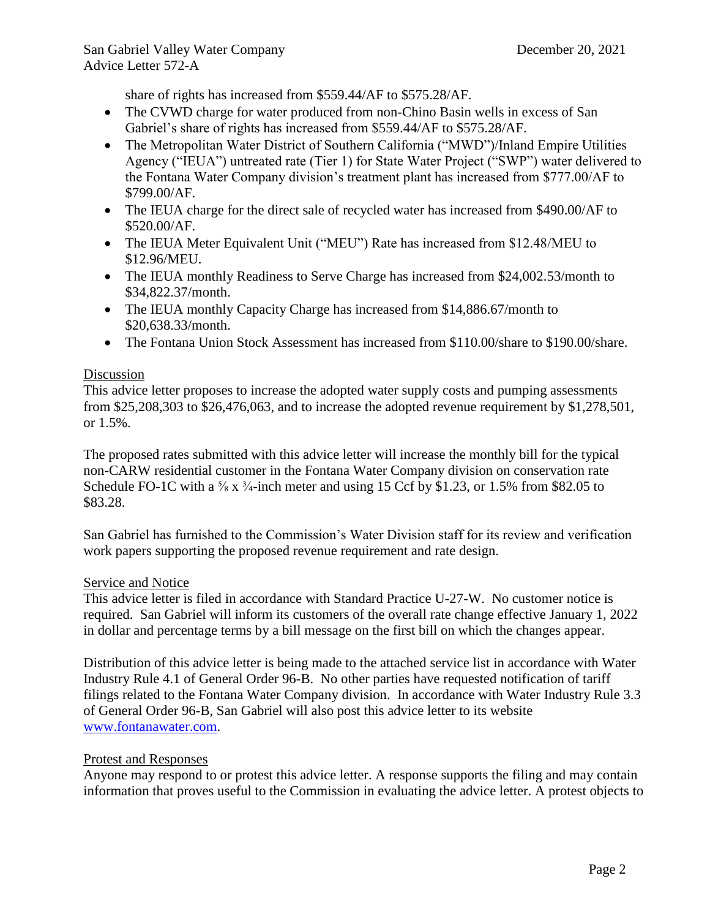share of rights has increased from $559.44/AF to $575.28/AF.

- The CVWD charge for water produced from non-Chino Basin wells in excess of San Gabriel's share of rights has increased from $559.44/AF to $575.28/AF.
- The Metropolitan Water District of Southern California ("MWD")/Inland Empire Utilities Agency ("IEUA") untreated rate (Tier 1) for State Water Project ("SWP") water delivered to the Fontana Water Company division's treatment plant has increased from $777.00/AF to $799.00/AF.
- The IEUA charge for the direct sale of recycled water has increased from $490.00/AF to $520.00/AF.
- The IEUA Meter Equivalent Unit ("MEU") Rate has increased from $12.48/MEU to $12.96/MEU.
- The IEUA monthly Readiness to Serve Charge has increased from $24,002.53/month to $34,822.37/month.
- The IEUA monthly Capacity Charge has increased from $14,886.67/month to $20,638.33/month.
- The Fontana Union Stock Assessment has increased from $110.00/share to $190.00/share.

Discussion

This advice letter proposes to increase the adopted water supply costs and pumping assessments from $25,208,303 to $26,476,063, and to increase the adopted revenue requirement by $1,278,501, or 1.5%.

The proposed rates submitted with this advice letter will increase the monthly bill for the typical non-CARW residential customer in the Fontana Water Company division on conservation rate Schedule FO-1C with a ⅝ x ¾-inch meter and using 15 Ccf by $1.23, or 1.5% from $82.05 to $83.28.

San Gabriel has furnished to the Commission's Water Division staff for its review and verification work papers supporting the proposed revenue requirement and rate design.

Service and Notice

This advice letter is filed in accordance with Standard Practice U-27-W. No customer notice is required. San Gabriel will inform its customers of the overall rate change effective January 1, 2022 in dollar and percentage terms by a bill message on the first bill on which the changes appear.

Distribution of this advice letter is being made to the attached service list in accordance with Water Industry Rule 4.1 of General Order 96-B. No other parties have requested notification of tariff filings related to the Fontana Water Company division. In accordance with Water Industry Rule 3.3 of General Order 96-B, San Gabriel will also post this advice letter to its website www.fontanawater.com.

Protest and Responses

Anyone may respond to or protest this advice letter. A response supports the filing and may contain information that proves useful to the Commission in evaluating the advice letter. A protest objects to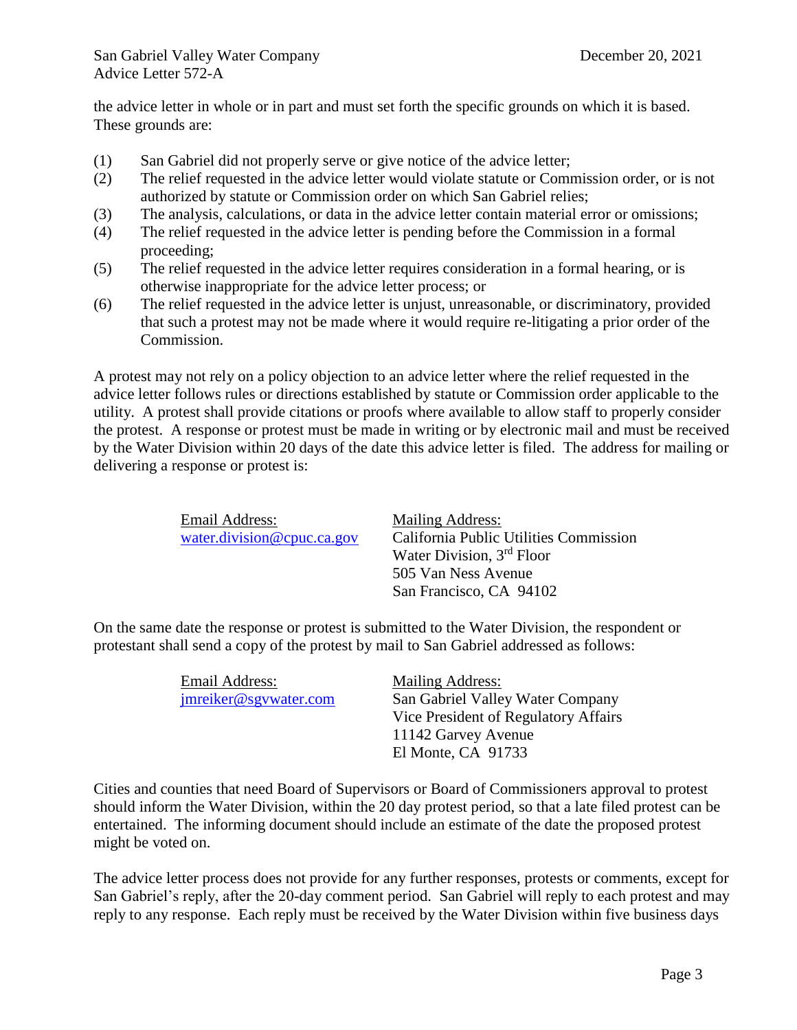the advice letter in whole or in part and must set forth the specific grounds on which it is based. These grounds are:

(1) San Gabriel did not properly serve or give notice of the advice letter;
(2) The relief requested in the advice letter would violate statute or Commission order, or is not authorized by statute or Commission order on which San Gabriel relies;
(3) The analysis, calculations, or data in the advice letter contain material error or omissions;
(4) The relief requested in the advice letter is pending before the Commission in a formal proceeding;
(5) The relief requested in the advice letter requires consideration in a formal hearing, or is otherwise inappropriate for the advice letter process; or
(6) The relief requested in the advice letter is unjust, unreasonable, or discriminatory, provided that such a protest may not be made where it would require re-litigating a prior order of the Commission.

A protest may not rely on a policy objection to an advice letter where the relief requested in the advice letter follows rules or directions established by statute or Commission order applicable to the utility. A protest shall provide citations or proofs where available to allow staff to properly consider the protest. A response or protest must be made in writing or by electronic mail and must be received by the Water Division within 20 days of the date this advice letter is filed. The address for mailing or delivering a response or protest is:

| Email Address: | Mailing Address: |
|---|---|
| water.division@cpuc.ca.gov | California Public Utilities Commission<br>Water Division, 3rd Floor<br>505 Van Ness Avenue<br>San Francisco, CA 94102 |

On the same date the response or protest is submitted to the Water Division, the respondent or protestant shall send a copy of the protest by mail to San Gabriel addressed as follows:

| Email Address: | Mailing Address: |
|---|---|
| jmreiker@sgvwater.com | San Gabriel Valley Water Company<br>Vice President of Regulatory Affairs<br>11142 Garvey Avenue<br>El Monte, CA 91733 |

Cities and counties that need Board of Supervisors or Board of Commissioners approval to protest should inform the Water Division, within the 20 day protest period, so that a late filed protest can be entertained. The informing document should include an estimate of the date the proposed protest might be voted on.

The advice letter process does not provide for any further responses, protests or comments, except for San Gabriel's reply, after the 20-day comment period. San Gabriel will reply to each protest and may reply to any response. Each reply must be received by the Water Division within five business days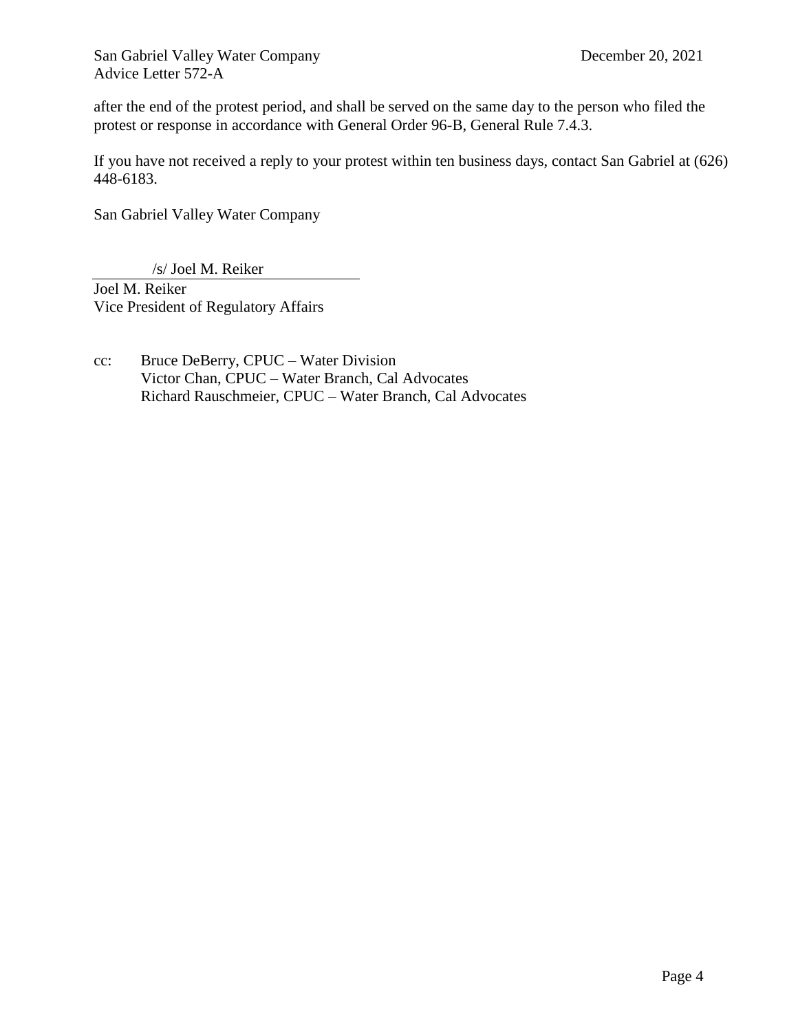after the end of the protest period, and shall be served on the same day to the person who filed the protest or response in accordance with General Order 96-B, General Rule 7.4.3.

If you have not received a reply to your protest within ten business days, contact San Gabriel at (626) 448-6183.

San Gabriel Valley Water Company

/s/ Joel M. Reiker

Joel M. Reiker
Vice President of Regulatory Affairs

cc: Bruce DeBerry, CPUC – Water Division
Victor Chan, CPUC – Water Branch, Cal Advocates
Richard Rauschmeier, CPUC – Water Branch, Cal Advocates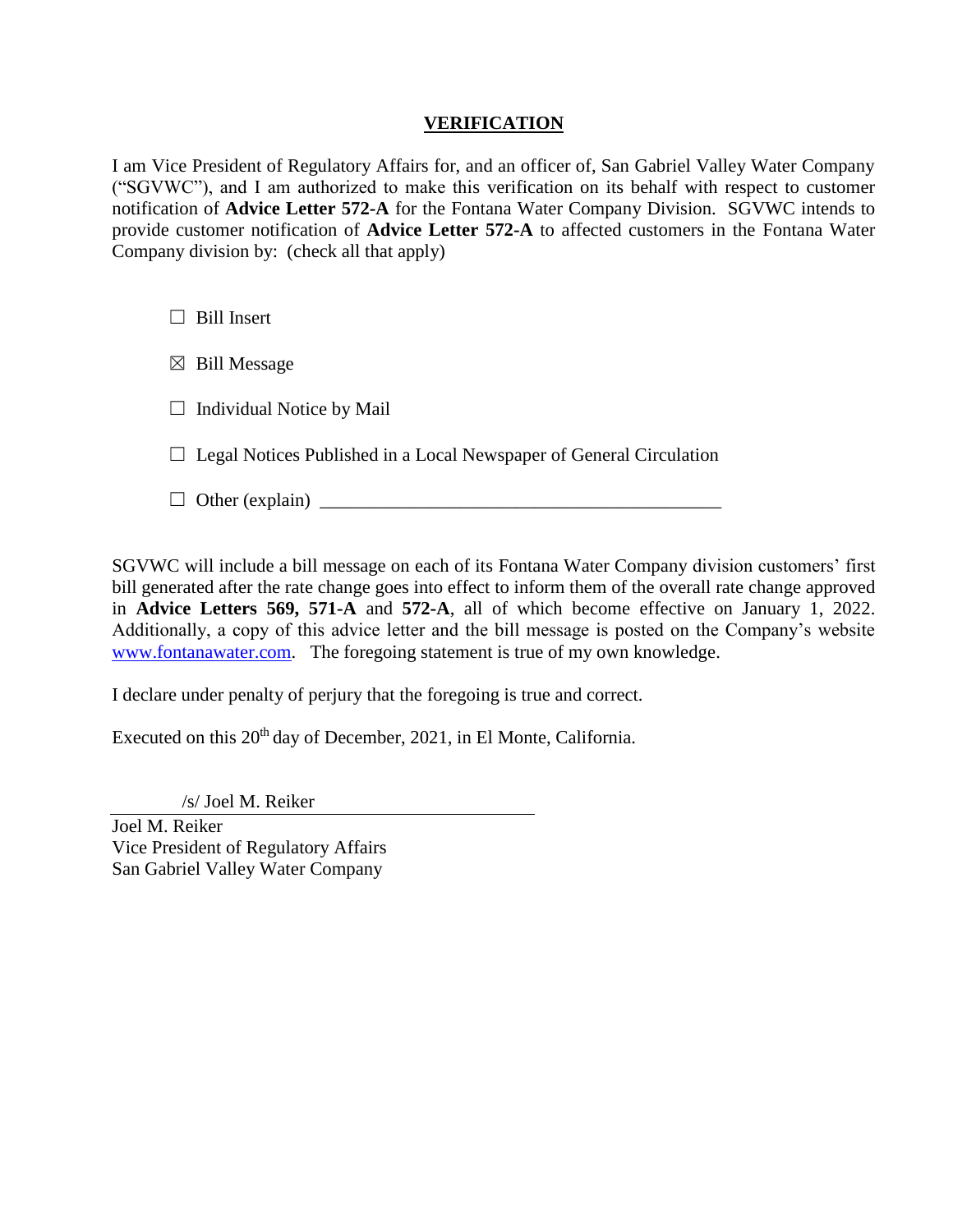## VERIFICATION

I am Vice President of Regulatory Affairs for, and an officer of, San Gabriel Valley Water Company ("SGVWC"), and I am authorized to make this verification on its behalf with respect to customer notification of **Advice Letter 572-A** for the Fontana Water Company Division. SGVWC intends to provide customer notification of **Advice Letter 572-A** to affected customers in the Fontana Water Company division by: (check all that apply)

☐ Bill Insert

☒ Bill Message

☐ Individual Notice by Mail

☐ Legal Notices Published in a Local Newspaper of General Circulation

☐ Other (explain) \_\_\_\_\_\_\_\_\_\_\_\_\_\_\_\_\_\_\_\_\_\_\_\_\_\_\_\_\_\_\_\_\_\_\_\_\_\_\_\_\_\_

SGVWC will include a bill message on each of its Fontana Water Company division customers' first bill generated after the rate change goes into effect to inform them of the overall rate change approved in **Advice Letters 569, 571-A** and **572-A**, all of which become effective on January 1, 2022. Additionally, a copy of this advice letter and the bill message is posted on the Company's website www.fontanawater.com. The foregoing statement is true of my own knowledge.

I declare under penalty of perjury that the foregoing is true and correct.

Executed on this 20th day of December, 2021, in El Monte, California.

/s/ Joel M. Reiker

Joel M. Reiker
Vice President of Regulatory Affairs
San Gabriel Valley Water Company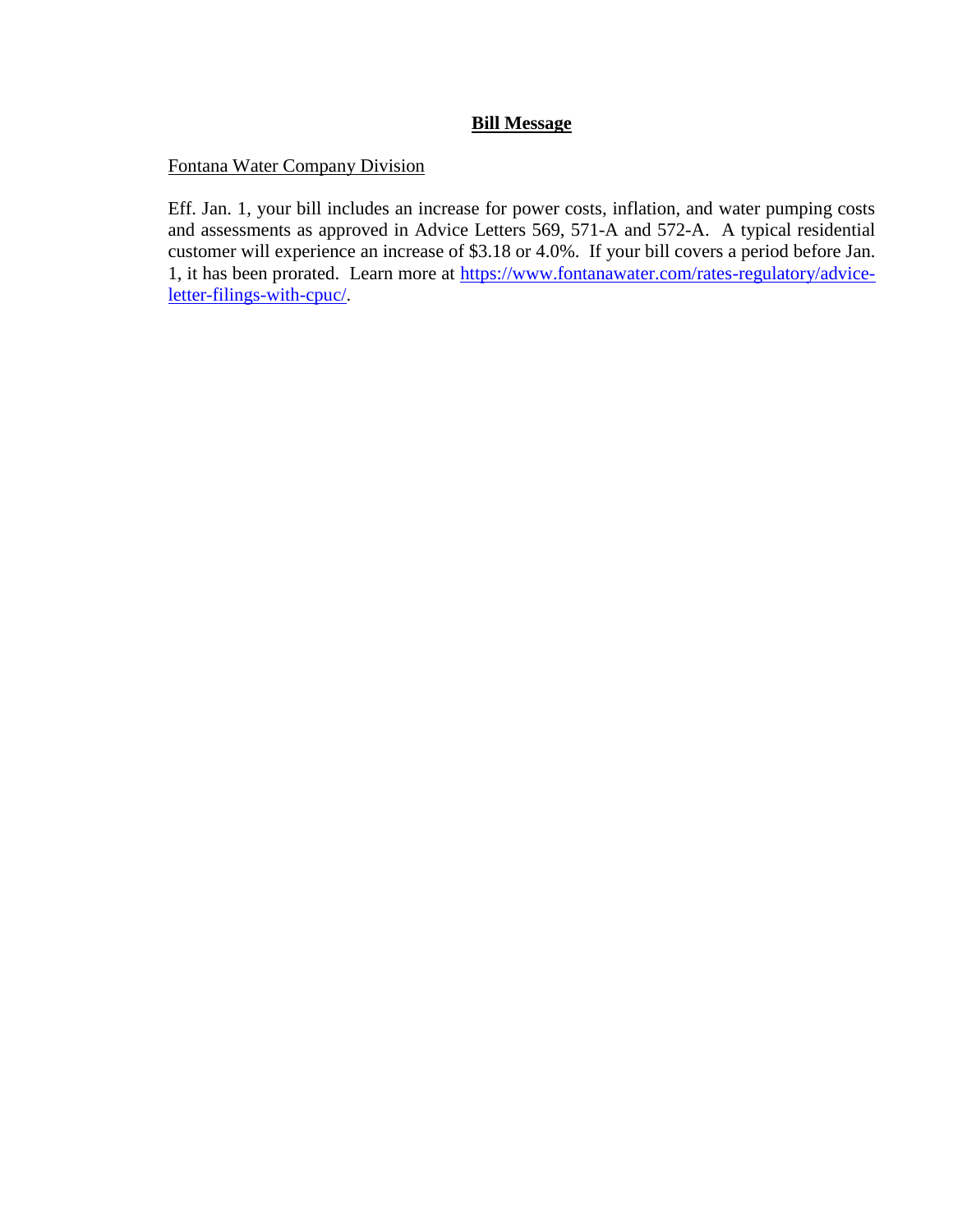**Bill Message**

Fontana Water Company Division

Eff. Jan. 1, your bill includes an increase for power costs, inflation, and water pumping costs and assessments as approved in Advice Letters 569, 571-A and 572-A. A typical residential customer will experience an increase of $3.18 or 4.0%. If your bill covers a period before Jan. 1, it has been prorated. Learn more at https://www.fontanawater.com/rates-regulatory/advice-letter-filings-with-cpuc/.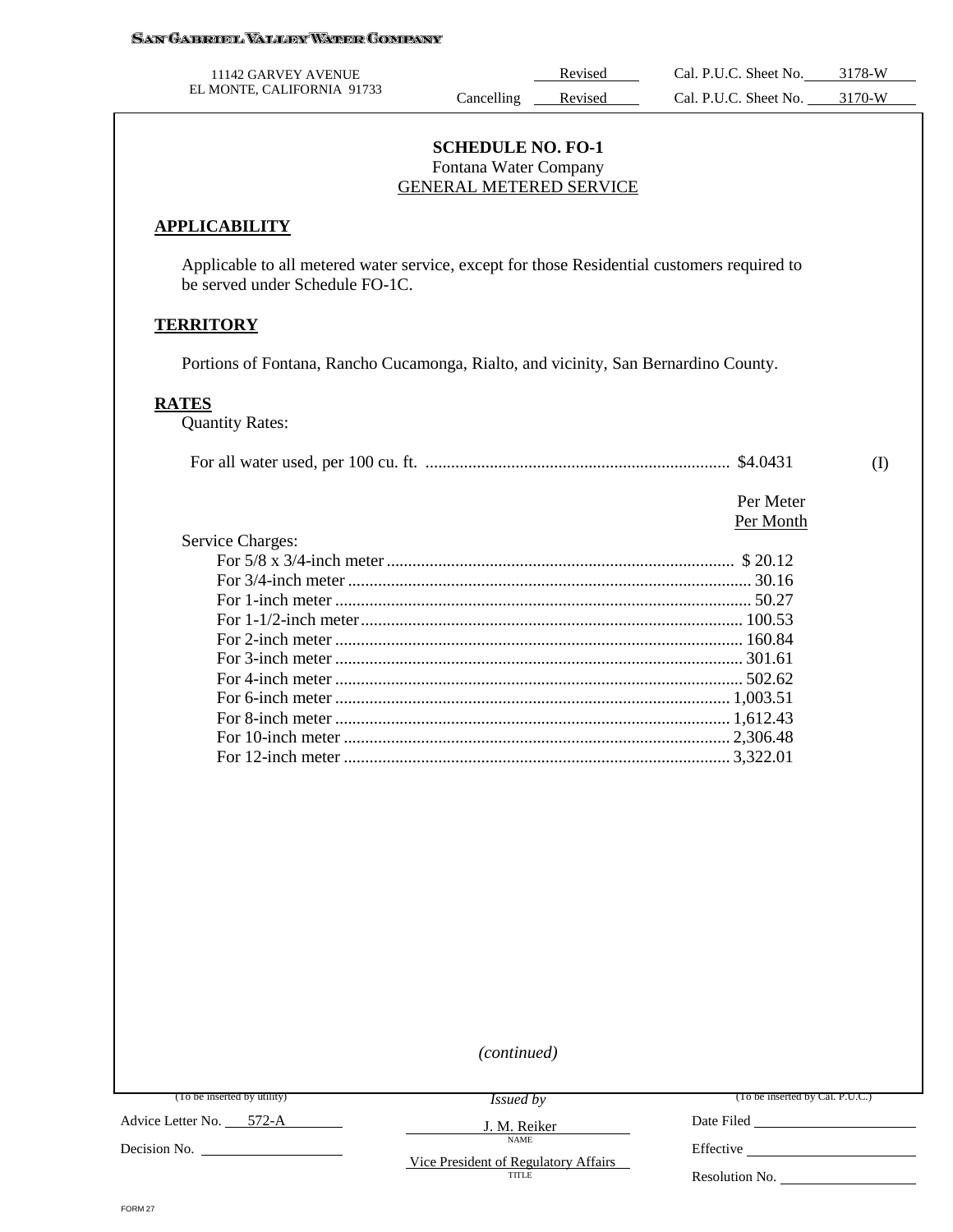**SAN GABRIEL VALLEY WATER COMPANY**

11142 GARVEY AVENUE
EL MONTE, CALIFORNIA 91733

Revised Cal. P.U.C. Sheet No. 3178-W
Cancelling Revised Cal. P.U.C. Sheet No. 3170-W

## SCHEDULE NO. FO-1
Fontana Water Company
GENERAL METERED SERVICE

### APPLICABILITY

Applicable to all metered water service, except for those Residential customers required to be served under Schedule FO-1C.

### TERRITORY

Portions of Fontana, Rancho Cucamonga, Rialto, and vicinity, San Bernardino County.

### RATES

Quantity Rates:

For all water used, per 100 cu. ft. .......... $4.0431 (I)

| Service Charges: | Per Meter Per Month |
|---|---|
| For 5/8 x 3/4-inch meter | $ 20.12 |
| For 3/4-inch meter | 30.16 |
| For 1-inch meter | 50.27 |
| For 1-1/2-inch meter | 100.53 |
| For 2-inch meter | 160.84 |
| For 3-inch meter | 301.61 |
| For 4-inch meter | 502.62 |
| For 6-inch meter | 1,003.51 |
| For 8-inch meter | 1,612.43 |
| For 10-inch meter | 2,306.48 |
| For 12-inch meter | 3,322.01 |

*(continued)*

(To be inserted by utility)
Advice Letter No. 572-A
Decision No.

*Issued by*
J. M. Reiker
NAME
Vice President of Regulatory Affairs
TITLE

(To be inserted by Cal. P.U.C.)
Date Filed
Effective
Resolution No.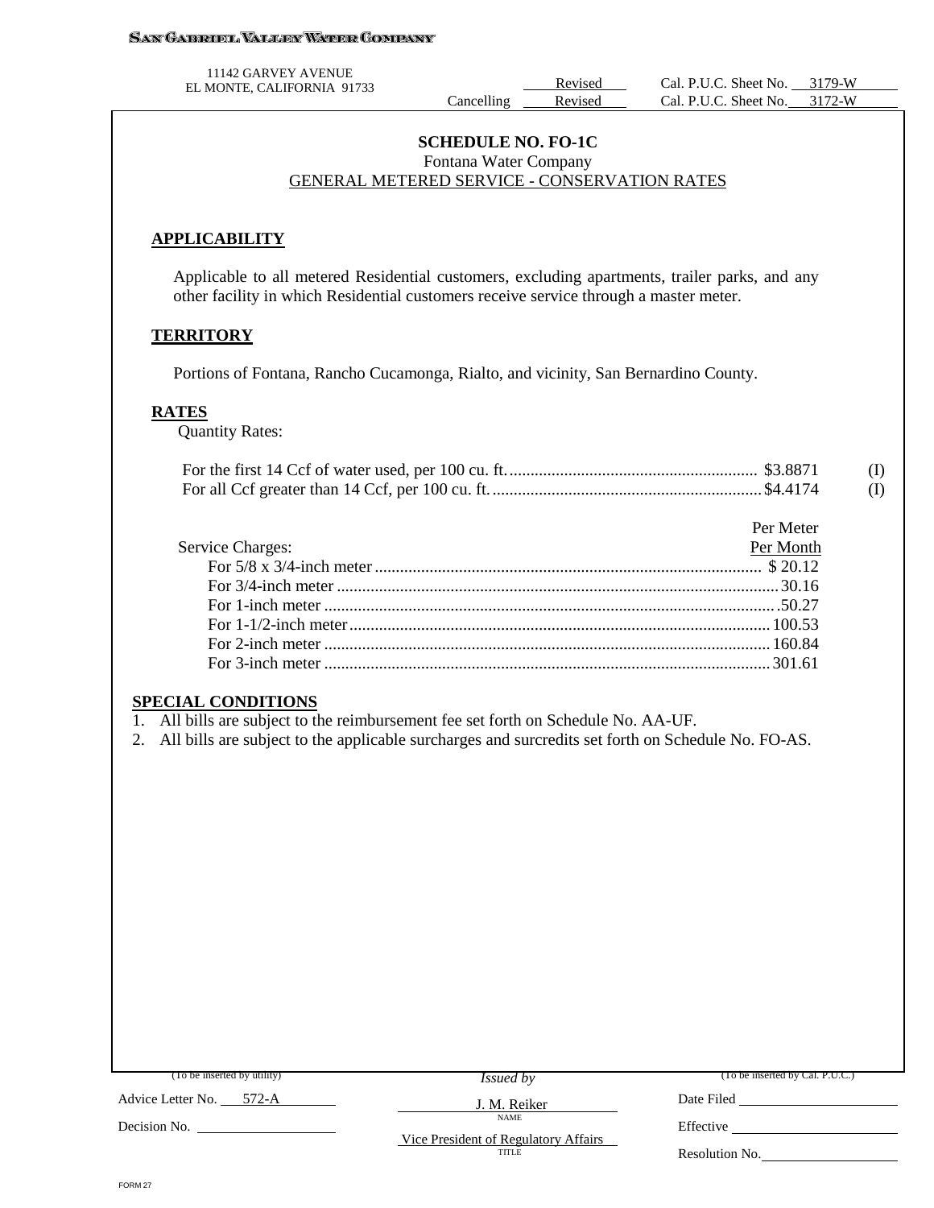SAN GABRIEL VALLEY WATER COMPANY

11142 GARVEY AVENUE
EL MONTE, CALIFORNIA 91733

| | | | |
|---|---|---|---|
| | Revised | Cal. P.U.C. Sheet No. | 3179-W |
| Cancelling | Revised | Cal. P.U.C. Sheet No. | 3172-W |

## SCHEDULE NO. FO-1C

Fontana Water Company

GENERAL METERED SERVICE - CONSERVATION RATES

### APPLICABILITY

Applicable to all metered Residential customers, excluding apartments, trailer parks, and any other facility in which Residential customers receive service through a master meter.

### TERRITORY

Portions of Fontana, Rancho Cucamonga, Rialto, and vicinity, San Bernardino County.

### RATES

Quantity Rates:

| | | |
|---|---|---|
| For the first 14 Ccf of water used, per 100 cu. ft. | $3.8871 | (I) |
| For all Ccf greater than 14 Ccf, per 100 cu. ft. | $4.4174 | (I) |

| Service Charges: | Per Meter Per Month |
|---|---|
| For 5/8 x 3/4-inch meter | $ 20.12 |
| For 3/4-inch meter | 30.16 |
| For 1-inch meter | 50.27 |
| For 1-1/2-inch meter | 100.53 |
| For 2-inch meter | 160.84 |
| For 3-inch meter | 301.61 |

### SPECIAL CONDITIONS

1. All bills are subject to the reimbursement fee set forth on Schedule No. AA-UF.
2. All bills are subject to the applicable surcharges and surcredits set forth on Schedule No. FO-AS.

| (To be inserted by utility) | *Issued by* | (To be inserted by Cal. P.U.C.) |
|---|---|---|
| Advice Letter No. 572-A | J. M. Reiker (NAME) | Date Filed |
| Decision No. | Vice President of Regulatory Affairs (TITLE) | Effective |
| | | Resolution No. |

FORM 27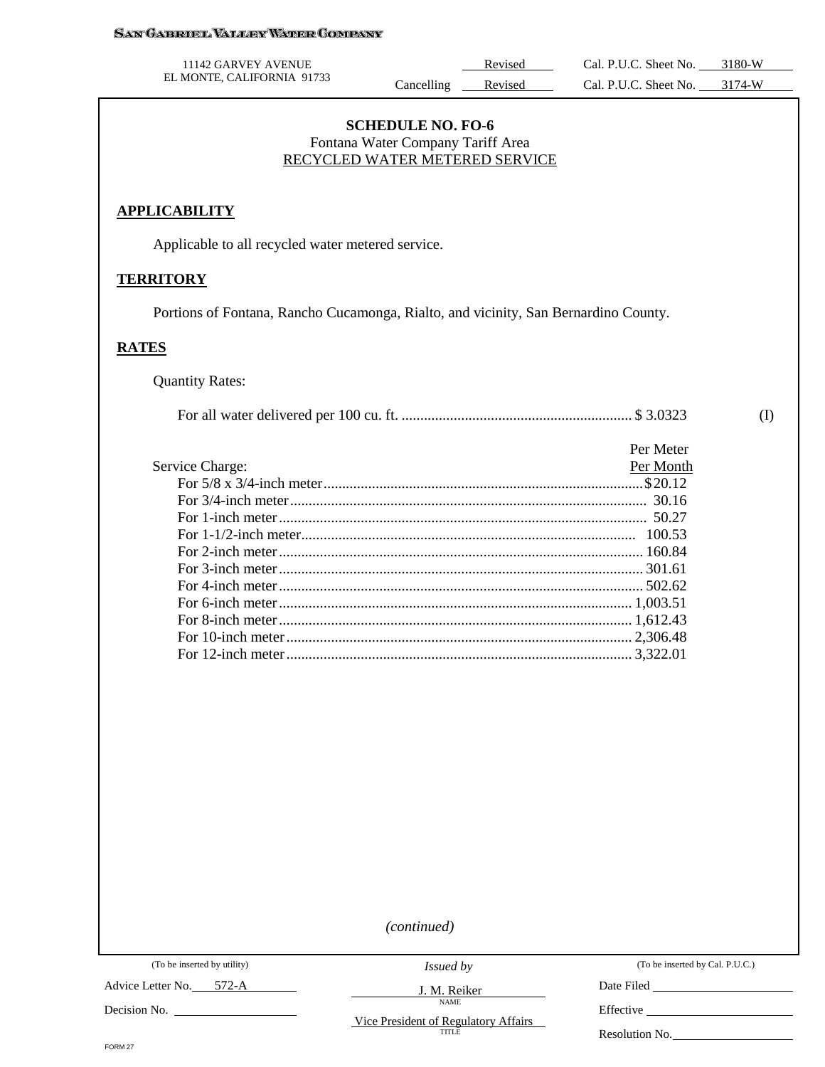SAN GABRIEL VALLEY WATER COMPANY

11142 GARVEY AVENUE
EL MONTE, CALIFORNIA 91733

| | Revised | Cal. P.U.C. Sheet No. | 3180-W |
|---|---|---|---|
| Cancelling | Revised | Cal. P.U.C. Sheet No. | 3174-W |

## SCHEDULE NO. FO-6

Fontana Water Company Tariff Area

RECYCLED WATER METERED SERVICE

### APPLICABILITY

Applicable to all recycled water metered service.

### TERRITORY

Portions of Fontana, Rancho Cucamonga, Rialto, and vicinity, San Bernardino County.

### RATES

Quantity Rates:

For all water delivered per 100 cu. ft. .............................................................. $ 3.0323 (I)

| Service Charge: | Per Meter Per Month |
|---|---|
| For 5/8 x 3/4-inch meter | $20.12 |
| For 3/4-inch meter | 30.16 |
| For 1-inch meter | 50.27 |
| For 1-1/2-inch meter | 100.53 |
| For 2-inch meter | 160.84 |
| For 3-inch meter | 301.61 |
| For 4-inch meter | 502.62 |
| For 6-inch meter | 1,003.51 |
| For 8-inch meter | 1,612.43 |
| For 10-inch meter | 2,306.48 |
| For 12-inch meter | 3,322.01 |

*(continued)*

| (To be inserted by utility) | Issued by | (To be inserted by Cal. P.U.C.) |
|---|---|---|
| Advice Letter No. 572-A | J. M. Reiker (NAME) | Date Filed |
| Decision No. | Vice President of Regulatory Affairs (TITLE) | Effective |
| | | Resolution No. |

FORM 27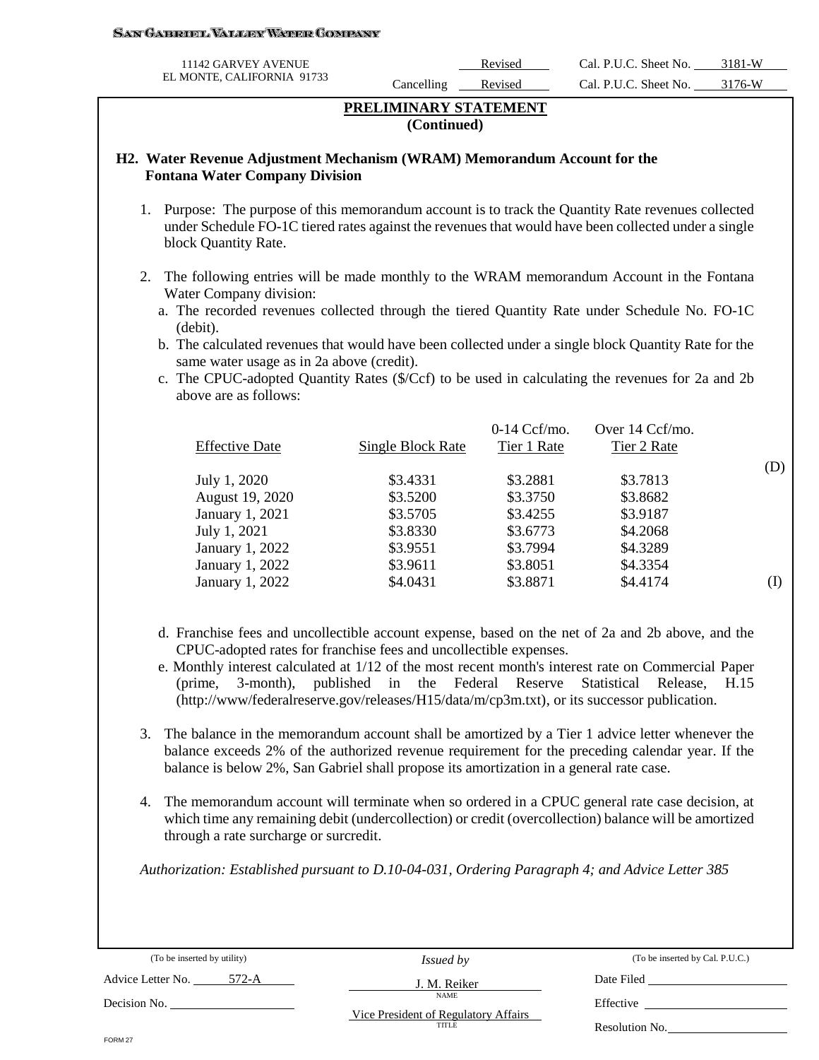SAN GABRIEL VALLEY WATER COMPANY

11142 GARVEY AVENUE
EL MONTE, CALIFORNIA 91733

Revised Cal. P.U.C. Sheet No. 3181-W
Cancelling Revised Cal. P.U.C. Sheet No. 3176-W

**PRELIMINARY STATEMENT**
**(Continued)**

## H2. Water Revenue Adjustment Mechanism (WRAM) Memorandum Account for the Fontana Water Company Division

1. Purpose: The purpose of this memorandum account is to track the Quantity Rate revenues collected under Schedule FO-1C tiered rates against the revenues that would have been collected under a single block Quantity Rate.

2. The following entries will be made monthly to the WRAM memorandum Account in the Fontana Water Company division:
   a. The recorded revenues collected through the tiered Quantity Rate under Schedule No. FO-1C (debit).
   b. The calculated revenues that would have been collected under a single block Quantity Rate for the same water usage as in 2a above (credit).
   c. The CPUC-adopted Quantity Rates ($/Ccf) to be used in calculating the revenues for 2a and 2b above are as follows:

| Effective Date | Single Block Rate | 0-14 Ccf/mo. Tier 1 Rate | Over 14 Ccf/mo. Tier 2 Rate | |
|---|---|---|---|---|
| | | | | (D) |
| July 1, 2020 | $3.4331 | $3.2881 | $3.7813 | |
| August 19, 2020 | $3.5200 | $3.3750 | $3.8682 | |
| January 1, 2021 | $3.5705 | $3.4255 | $3.9187 | |
| July 1, 2021 | $3.8330 | $3.6773 | $4.2068 | |
| January 1, 2022 | $3.9551 | $3.7994 | $4.3289 | |
| January 1, 2022 | $3.9611 | $3.8051 | $4.3354 | |
| January 1, 2022 | $4.0431 | $3.8871 | $4.4174 | (I) |

   d. Franchise fees and uncollectible account expense, based on the net of 2a and 2b above, and the CPUC-adopted rates for franchise fees and uncollectible expenses.
   e. Monthly interest calculated at 1/12 of the most recent month's interest rate on Commercial Paper (prime, 3-month), published in the Federal Reserve Statistical Release, H.15 (http://www/federalreserve.gov/releases/H15/data/m/cp3m.txt), or its successor publication.

3. The balance in the memorandum account shall be amortized by a Tier 1 advice letter whenever the balance exceeds 2% of the authorized revenue requirement for the preceding calendar year. If the balance is below 2%, San Gabriel shall propose its amortization in a general rate case.

4. The memorandum account will terminate when so ordered in a CPUC general rate case decision, at which time any remaining debit (undercollection) or credit (overcollection) balance will be amortized through a rate surcharge or surcredit.

*Authorization: Established pursuant to D.10-04-031, Ordering Paragraph 4; and Advice Letter 385*

| (To be inserted by utility) | *Issued by* | (To be inserted by Cal. P.U.C.) |
|---|---|---|
| Advice Letter No. 572-A | J. M. Reiker (NAME) | Date Filed |
| Decision No. | Vice President of Regulatory Affairs (TITLE) | Effective |
| | | Resolution No. |

FORM 27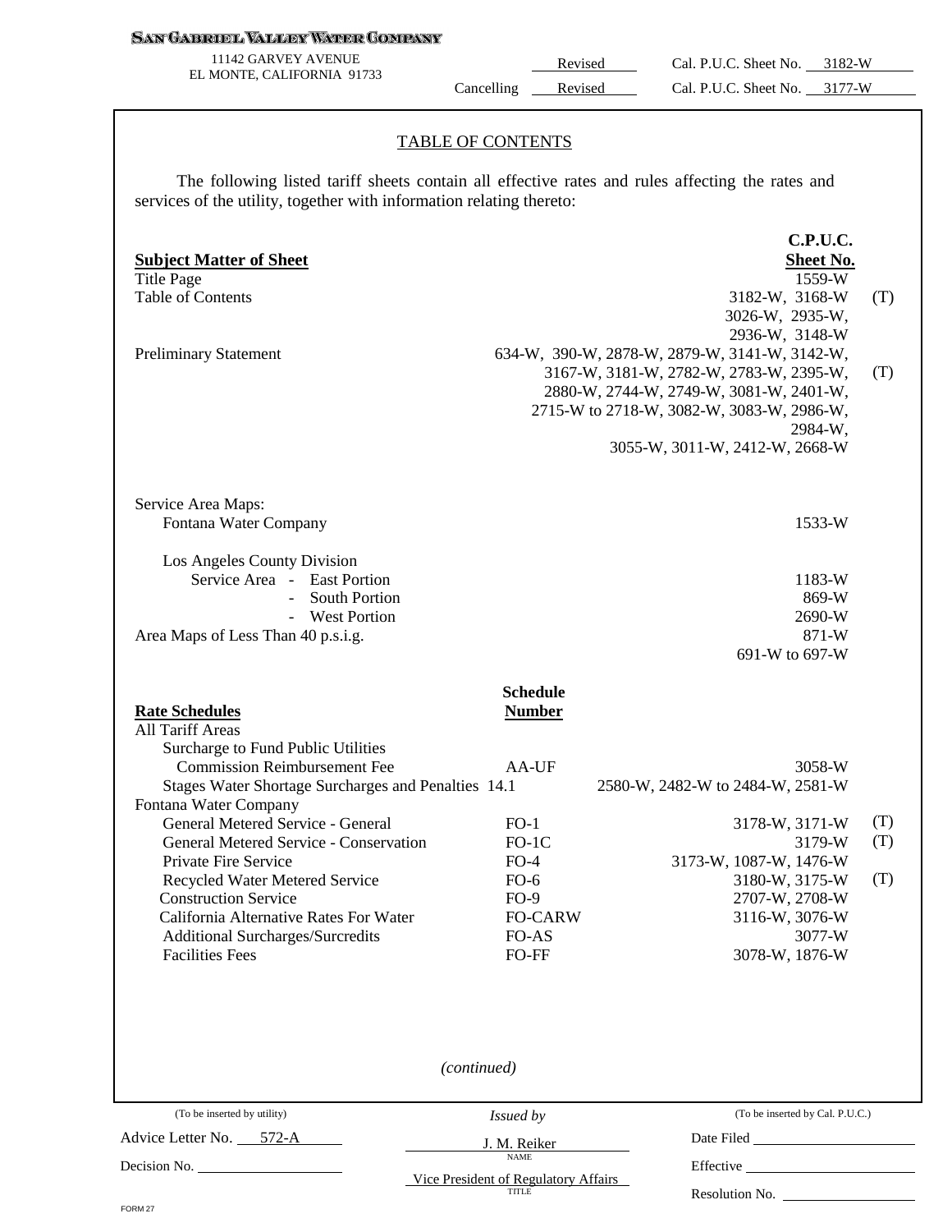**SAN GABRIEL VALLEY WATER COMPANY**
11142 GARVEY AVENUE
EL MONTE, CALIFORNIA 91733

| | | | |
|---|---|---|---|
| | Revised | Cal. P.U.C. Sheet No. | 3182-W |
| Cancelling | Revised | Cal. P.U.C. Sheet No. | 3177-W |

## TABLE OF CONTENTS

The following listed tariff sheets contain all effective rates and rules affecting the rates and services of the utility, together with information relating thereto:

| **Subject Matter of Sheet** | | **C.P.U.C. Sheet No.** | |
|---|---|---|---|
| Title Page | | 1559-W | |
| Table of Contents | | 3182-W, 3168-W 3026-W, 2935-W, 2936-W, 3148-W | (T) |
| Preliminary Statement | | 634-W, 390-W, 2878-W, 2879-W, 3141-W, 3142-W, 3167-W, 3181-W, 2782-W, 2783-W, 2395-W, 2880-W, 2744-W, 2749-W, 3081-W, 2401-W, 2715-W to 2718-W, 3082-W, 3083-W, 2986-W, 2984-W, 3055-W, 3011-W, 2412-W, 2668-W | (T) |
| Service Area Maps: | | | |
| Fontana Water Company | | 1533-W | |
| Los Angeles County Division | | | |
| Service Area - East Portion | | 1183-W | |
| - South Portion | | 869-W | |
| - West Portion | | 2690-W | |
| Area Maps of Less Than 40 p.s.i.g. | | 871-W 691-W to 697-W | |
| **Rate Schedules** | **Schedule Number** | | |
| All Tariff Areas | | | |
| Surcharge to Fund Public Utilities Commission Reimbursement Fee | AA-UF | 3058-W | |
| Stages Water Shortage Surcharges and Penalties | 14.1 | 2580-W, 2482-W to 2484-W, 2581-W | |
| Fontana Water Company | | | |
| General Metered Service - General | FO-1 | 3178-W, 3171-W | (T) |
| General Metered Service - Conservation | FO-1C | 3179-W | (T) |
| Private Fire Service | FO-4 | 3173-W, 1087-W, 1476-W | |
| Recycled Water Metered Service | FO-6 | 3180-W, 3175-W | (T) |
| Construction Service | FO-9 | 2707-W, 2708-W | |
| California Alternative Rates For Water | FO-CARW | 3116-W, 3076-W | |
| Additional Surcharges/Surcredits | FO-AS | 3077-W | |
| Facilities Fees | FO-FF | 3078-W, 1876-W | |

*(continued)*

| (To be inserted by utility) | *Issued by* | (To be inserted by Cal. P.U.C.) |
|---|---|---|
| Advice Letter No. 572-A | J. M. Reiker (NAME) | Date Filed |
| Decision No. | Vice President of Regulatory Affairs (TITLE) | Effective |
| | | Resolution No. |

FORM 27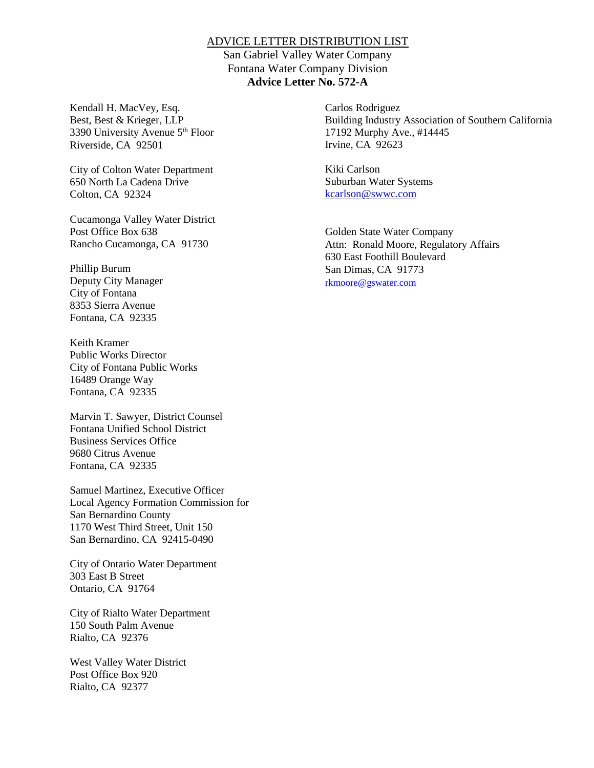ADVICE LETTER DISTRIBUTION LIST

San Gabriel Valley Water Company

Fontana Water Company Division

**Advice Letter No. 572-A**

Kendall H. MacVey, Esq.
Best, Best & Krieger, LLP
3390 University Avenue 5th Floor
Riverside, CA 92501

City of Colton Water Department
650 North La Cadena Drive
Colton, CA 92324

Cucamonga Valley Water District
Post Office Box 638
Rancho Cucamonga, CA 91730

Phillip Burum
Deputy City Manager
City of Fontana
8353 Sierra Avenue
Fontana, CA 92335

Keith Kramer
Public Works Director
City of Fontana Public Works
16489 Orange Way
Fontana, CA 92335

Marvin T. Sawyer, District Counsel
Fontana Unified School District
Business Services Office
9680 Citrus Avenue
Fontana, CA 92335

Samuel Martinez, Executive Officer
Local Agency Formation Commission for
San Bernardino County
1170 West Third Street, Unit 150
San Bernardino, CA 92415-0490

City of Ontario Water Department
303 East B Street
Ontario, CA 91764

City of Rialto Water Department
150 South Palm Avenue
Rialto, CA 92376

West Valley Water District
Post Office Box 920
Rialto, CA 92377

Carlos Rodriguez
Building Industry Association of Southern California
17192 Murphy Ave., #14445
Irvine, CA 92623

Kiki Carlson
Suburban Water Systems
kcarlson@swwc.com

Golden State Water Company
Attn: Ronald Moore, Regulatory Affairs
630 East Foothill Boulevard
San Dimas, CA 91773
rkmoore@gswater.com